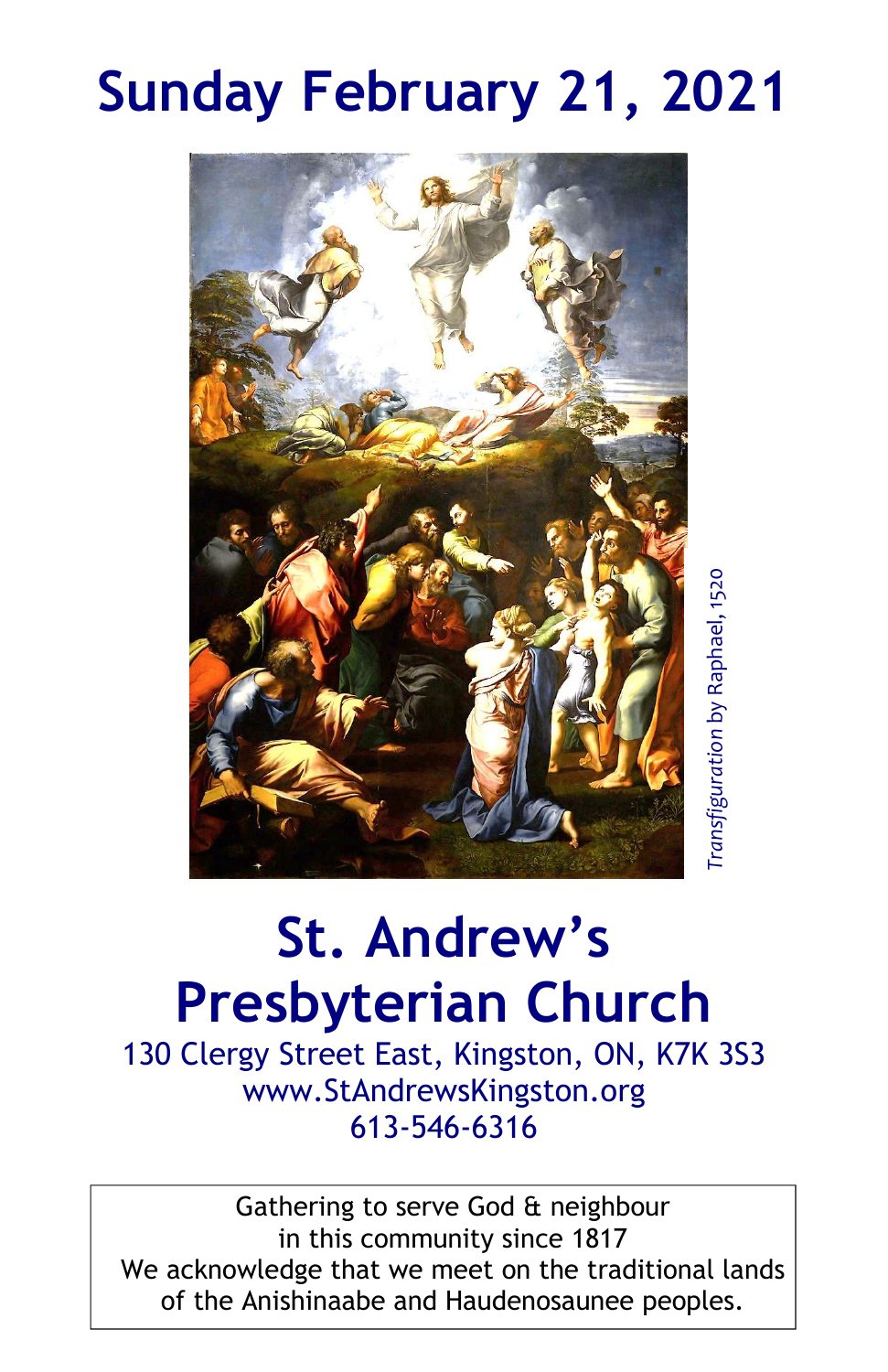# Sunday February 21, 2021

*Transfiguration* by Raphael, 1520

# St. Andrew's Presbyterian Church

130 Clergy Street East, Kingston, ON, K7K 3S3
www.StAndrewsKingston.org
613-546-6316

Gathering to serve God & neighbour
in this community since 1817
We acknowledge that we meet on the traditional lands
of the Anishinaabe and Haudenosaunee peoples.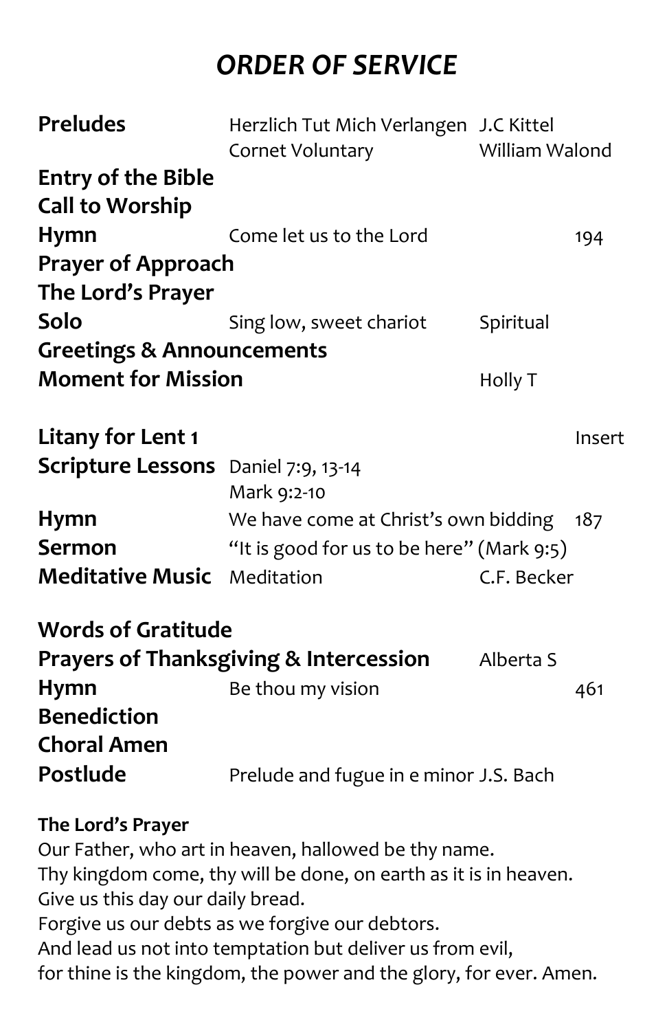# *ORDER OF SERVICE*

| | | | |
|---|---|---|---|
| **Preludes** | Herzlich Tut Mich Verlangen | J.C Kittel | |
| | Cornet Voluntary | William Walond | |
| **Entry of the Bible** | | | |
| **Call to Worship** | | | |
| **Hymn** | Come let us to the Lord | | 194 |
| **Prayer of Approach** | | | |
| **The Lord's Prayer** | | | |
| **Solo** | Sing low, sweet chariot | Spiritual | |
| **Greetings & Announcements** | | | |
| **Moment for Mission** | | Holly T | |
| | | | |
| **Litany for Lent 1** | | | Insert |
| **Scripture Lessons** | Daniel 7:9, 13-14 | | |
| | Mark 9:2-10 | | |
| **Hymn** | We have come at Christ's own bidding | | 187 |
| **Sermon** | "It is good for us to be here" (Mark 9:5) | | |
| **Meditative Music** | Meditation | C.F. Becker | |
| | | | |
| **Words of Gratitude** | | | |
| **Prayers of Thanksgiving & Intercession** | | Alberta S | |
| **Hymn** | Be thou my vision | | 461 |
| **Benediction** | | | |
| **Choral Amen** | | | |
| **Postlude** | Prelude and fugue in e minor | J.S. Bach | |

**The Lord's Prayer**

Our Father, who art in heaven, hallowed be thy name.
Thy kingdom come, thy will be done, on earth as it is in heaven.
Give us this day our daily bread.
Forgive us our debts as we forgive our debtors.
And lead us not into temptation but deliver us from evil,
for thine is the kingdom, the power and the glory, for ever. Amen.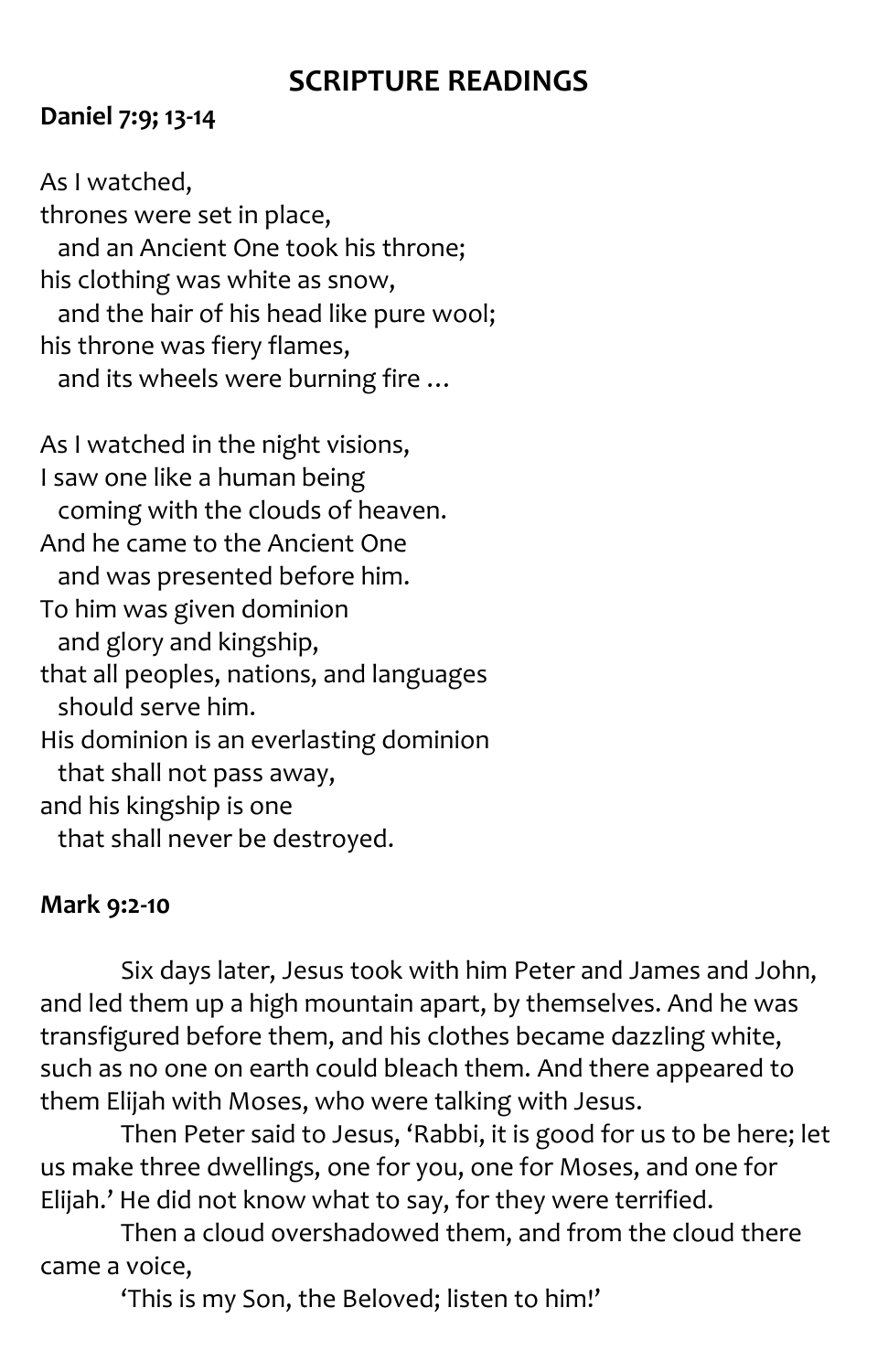## SCRIPTURE READINGS

**Daniel 7:9; 13-14**

As I watched,  
thrones were set in place,  
  and an Ancient One took his throne;  
his clothing was white as snow,  
  and the hair of his head like pure wool;  
his throne was fiery flames,  
  and its wheels were burning fire …

As I watched in the night visions,  
I saw one like a human being  
  coming with the clouds of heaven.  
And he came to the Ancient One  
  and was presented before him.  
To him was given dominion  
  and glory and kingship,  
that all peoples, nations, and languages  
  should serve him.  
His dominion is an everlasting dominion  
  that shall not pass away,  
and his kingship is one  
  that shall never be destroyed.

**Mark 9:2-10**

Six days later, Jesus took with him Peter and James and John, and led them up a high mountain apart, by themselves. And he was transfigured before them, and his clothes became dazzling white, such as no one on earth could bleach them. And there appeared to them Elijah with Moses, who were talking with Jesus.

Then Peter said to Jesus, 'Rabbi, it is good for us to be here; let us make three dwellings, one for you, one for Moses, and one for Elijah.' He did not know what to say, for they were terrified.

Then a cloud overshadowed them, and from the cloud there came a voice,

'This is my Son, the Beloved; listen to him!'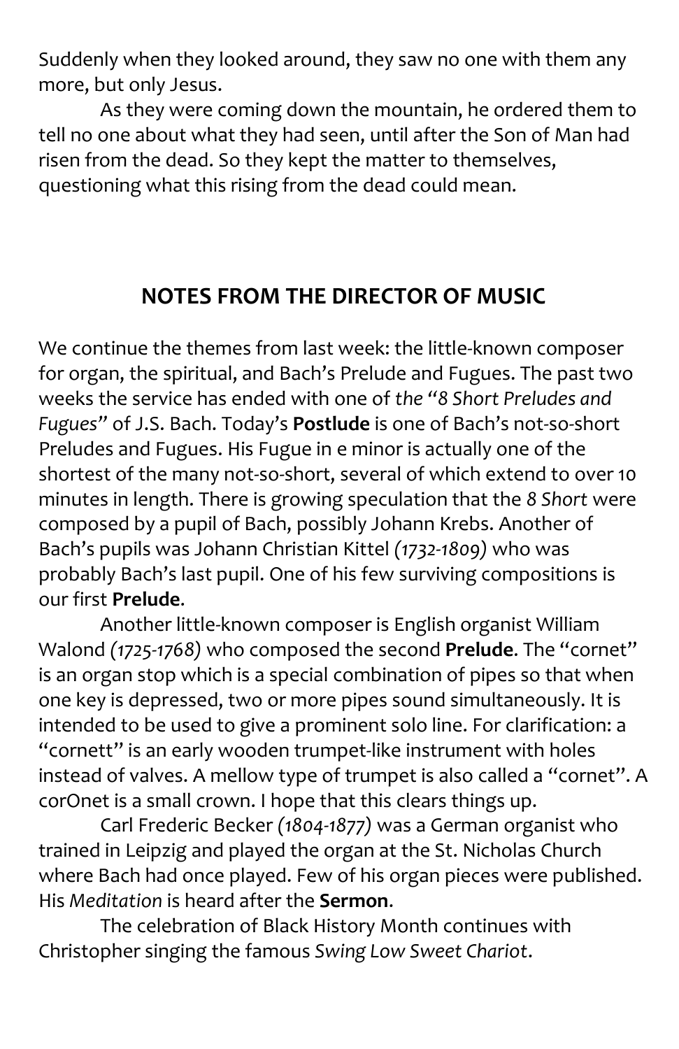Suddenly when they looked around, they saw no one with them any more, but only Jesus.

As they were coming down the mountain, he ordered them to tell no one about what they had seen, until after the Son of Man had risen from the dead. So they kept the matter to themselves, questioning what this rising from the dead could mean.

## NOTES FROM THE DIRECTOR OF MUSIC

We continue the themes from last week: the little-known composer for organ, the spiritual, and Bach's Prelude and Fugues. The past two weeks the service has ended with one of *the "8 Short Preludes and Fugues"* of J.S. Bach. Today's **Postlude** is one of Bach's not-so-short Preludes and Fugues. His Fugue in e minor is actually one of the shortest of the many not-so-short, several of which extend to over 10 minutes in length. There is growing speculation that the *8 Short* were composed by a pupil of Bach, possibly Johann Krebs. Another of Bach's pupils was Johann Christian Kittel *(1732-1809)* who was probably Bach's last pupil. One of his few surviving compositions is our first **Prelude**.

Another little-known composer is English organist William Walond *(1725-1768)* who composed the second **Prelude**. The "cornet" is an organ stop which is a special combination of pipes so that when one key is depressed, two or more pipes sound simultaneously. It is intended to be used to give a prominent solo line. For clarification: a "cornett" is an early wooden trumpet-like instrument with holes instead of valves. A mellow type of trumpet is also called a "cornet". A corOnet is a small crown. I hope that this clears things up.

Carl Frederic Becker *(1804-1877)* was a German organist who trained in Leipzig and played the organ at the St. Nicholas Church where Bach had once played. Few of his organ pieces were published. His *Meditation* is heard after the **Sermon**.

The celebration of Black History Month continues with Christopher singing the famous *Swing Low Sweet Chariot*.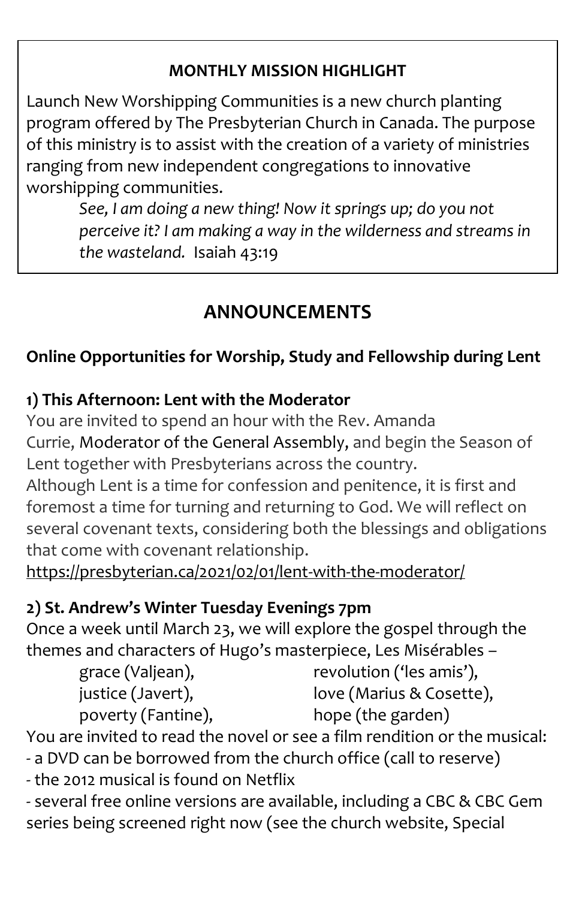**MONTHLY MISSION HIGHLIGHT**

Launch New Worshipping Communities is a new church planting program offered by The Presbyterian Church in Canada. The purpose of this ministry is to assist with the creation of a variety of ministries ranging from new independent congregations to innovative worshipping communities.

> *See, I am doing a new thing! Now it springs up; do you not perceive it? I am making a way in the wilderness and streams in the wasteland.* Isaiah 43:19

# ANNOUNCEMENTS

**Online Opportunities for Worship, Study and Fellowship during Lent**

**1) This Afternoon: Lent with the Moderator**

You are invited to spend an hour with the Rev. Amanda Currie, Moderator of the General Assembly, and begin the Season of Lent together with Presbyterians across the country.

Although Lent is a time for confession and penitence, it is first and foremost a time for turning and returning to God. We will reflect on several covenant texts, considering both the blessings and obligations that come with covenant relationship.

https://presbyterian.ca/2021/02/01/lent-with-the-moderator/

**2) St. Andrew's Winter Tuesday Evenings 7pm**

Once a week until March 23, we will explore the gospel through the themes and characters of Hugo's masterpiece, Les Misérables –

- grace (Valjean),
- justice (Javert),
- poverty (Fantine),
- revolution ('les amis'),
- love (Marius & Cosette),
- hope (the garden)

You are invited to read the novel or see a film rendition or the musical:

- a DVD can be borrowed from the church office (call to reserve)
- the 2012 musical is found on Netflix
- several free online versions are available, including a CBC & CBC Gem series being screened right now (see the church website, Special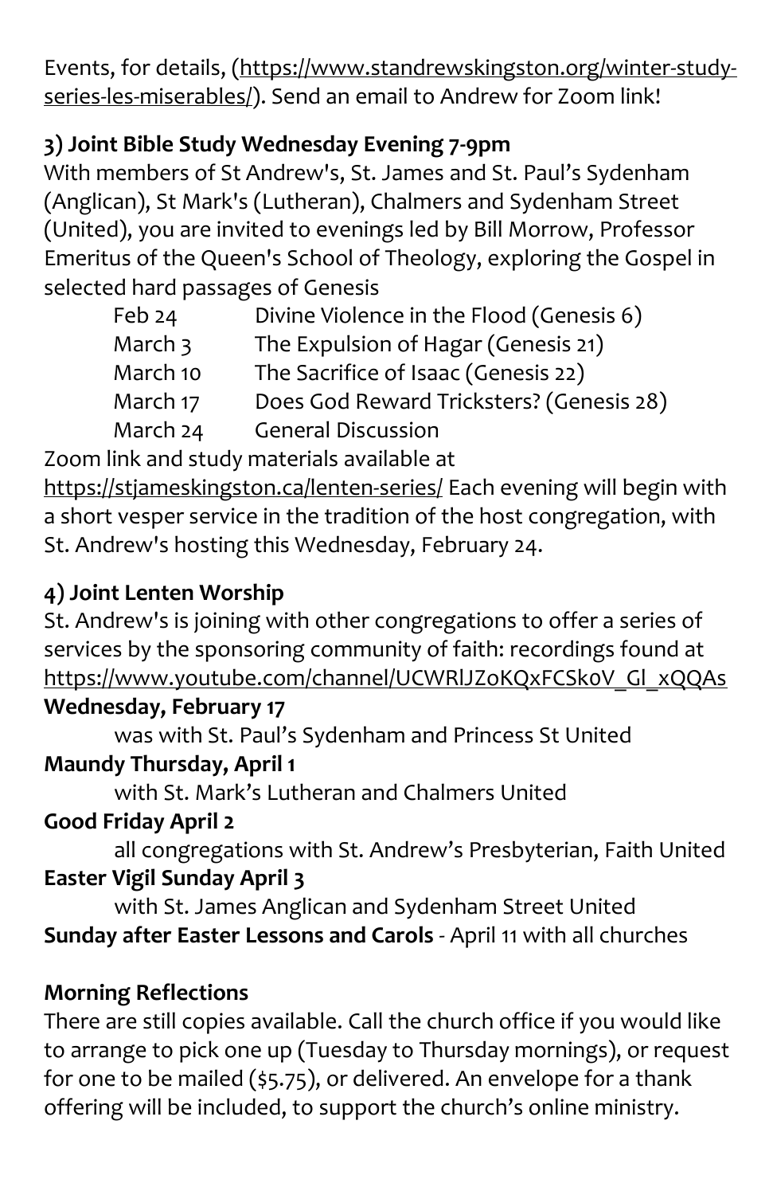Events, for details, (https://www.standrewskingston.org/winter-study-series-les-miserables/). Send an email to Andrew for Zoom link!

### 3) Joint Bible Study Wednesday Evening 7-9pm

With members of St Andrew's, St. James and St. Paul's Sydenham (Anglican), St Mark's (Lutheran), Chalmers and Sydenham Street (United), you are invited to evenings led by Bill Morrow, Professor Emeritus of the Queen's School of Theology, exploring the Gospel in selected hard passages of Genesis

| | |
|---|---|
| Feb 24 | Divine Violence in the Flood (Genesis 6) |
| March 3 | The Expulsion of Hagar (Genesis 21) |
| March 10 | The Sacrifice of Isaac (Genesis 22) |
| March 17 | Does God Reward Tricksters? (Genesis 28) |
| March 24 | General Discussion |

Zoom link and study materials available at https://stjameskingston.ca/lenten-series/ Each evening will begin with a short vesper service in the tradition of the host congregation, with St. Andrew's hosting this Wednesday, February 24.

### 4) Joint Lenten Worship

St. Andrew's is joining with other congregations to offer a series of services by the sponsoring community of faith: recordings found at https://www.youtube.com/channel/UCWRlJZoKQxFCSk0V_Gl_xQQAs

**Wednesday, February 17**

was with St. Paul's Sydenham and Princess St United

**Maundy Thursday, April 1**

with St. Mark's Lutheran and Chalmers United

**Good Friday April 2**

all congregations with St. Andrew's Presbyterian, Faith United

**Easter Vigil Sunday April 3**

with St. James Anglican and Sydenham Street United

**Sunday after Easter Lessons and Carols** - April 11 with all churches

### Morning Reflections

There are still copies available. Call the church office if you would like to arrange to pick one up (Tuesday to Thursday mornings), or request for one to be mailed ($5.75), or delivered. An envelope for a thank offering will be included, to support the church's online ministry.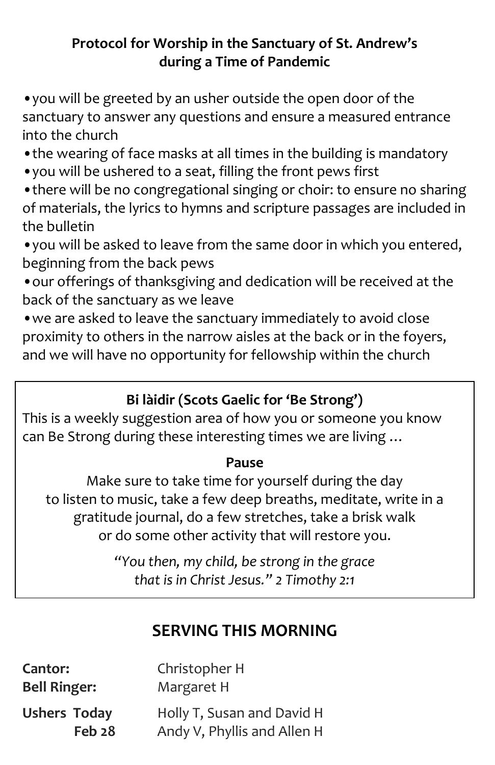## Protocol for Worship in the Sanctuary of St. Andrew's during a Time of Pandemic

- you will be greeted by an usher outside the open door of the sanctuary to answer any questions and ensure a measured entrance into the church
- the wearing of face masks at all times in the building is mandatory
- you will be ushered to a seat, filling the front pews first
- there will be no congregational singing or choir: to ensure no sharing of materials, the lyrics to hymns and scripture passages are included in the bulletin
- you will be asked to leave from the same door in which you entered, beginning from the back pews
- our offerings of thanksgiving and dedication will be received at the back of the sanctuary as we leave
- we are asked to leave the sanctuary immediately to avoid close proximity to others in the narrow aisles at the back or in the foyers, and we will have no opportunity for fellowship within the church

### Bi làidir (Scots Gaelic for 'Be Strong')

This is a weekly suggestion area of how you or someone you know can Be Strong during these interesting times we are living …

**Pause**

Make sure to take time for yourself during the day to listen to music, take a few deep breaths, meditate, write in a gratitude journal, do a few stretches, take a brisk walk or do some other activity that will restore you.

*"You then, my child, be strong in the grace that is in Christ Jesus." 2 Timothy 2:1*

## SERVING THIS MORNING

**Cantor:** Christopher H
**Bell Ringer:** Margaret H

**Ushers Today** Holly T, Susan and David H
**Feb 28** Andy V, Phyllis and Allen H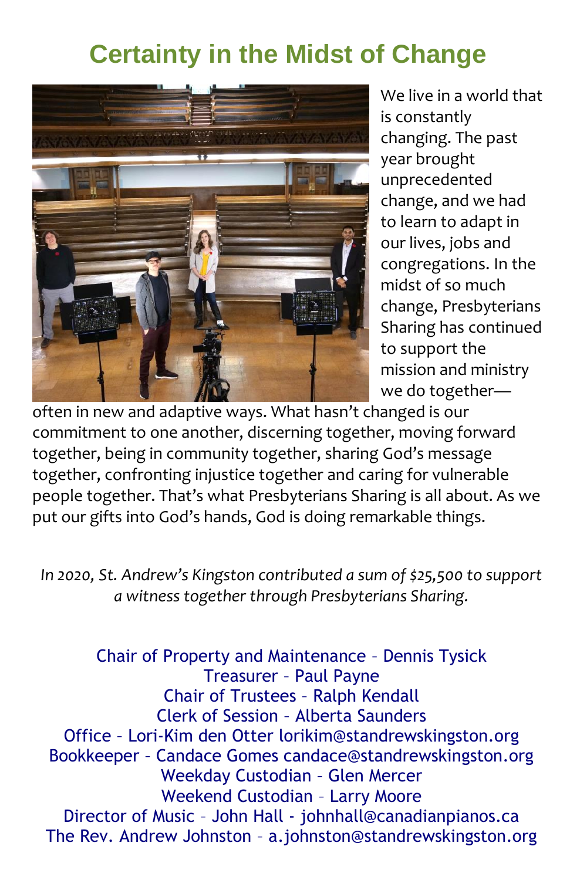# Certainty in the Midst of Change

We live in a world that is constantly changing. The past year brought unprecedented change, and we had to learn to adapt in our lives, jobs and congregations. In the midst of so much change, Presbyterians Sharing has continued to support the mission and ministry we do together—often in new and adaptive ways. What hasn't changed is our commitment to one another, discerning together, moving forward together, being in community together, sharing God's message together, confronting injustice together and caring for vulnerable people together. That's what Presbyterians Sharing is all about. As we put our gifts into God's hands, God is doing remarkable things.

*In 2020, St. Andrew's Kingston contributed a sum of $25,500 to support a witness together through Presbyterians Sharing.*

Chair of Property and Maintenance – Dennis Tysick
Treasurer – Paul Payne
Chair of Trustees – Ralph Kendall
Clerk of Session – Alberta Saunders
Office – Lori-Kim den Otter lorikim@standrewskingston.org
Bookkeeper – Candace Gomes candace@standrewskingston.org
Weekday Custodian – Glen Mercer
Weekend Custodian – Larry Moore
Director of Music – John Hall - johnhall@canadianpianos.ca
The Rev. Andrew Johnston – a.johnston@standrewskingston.org